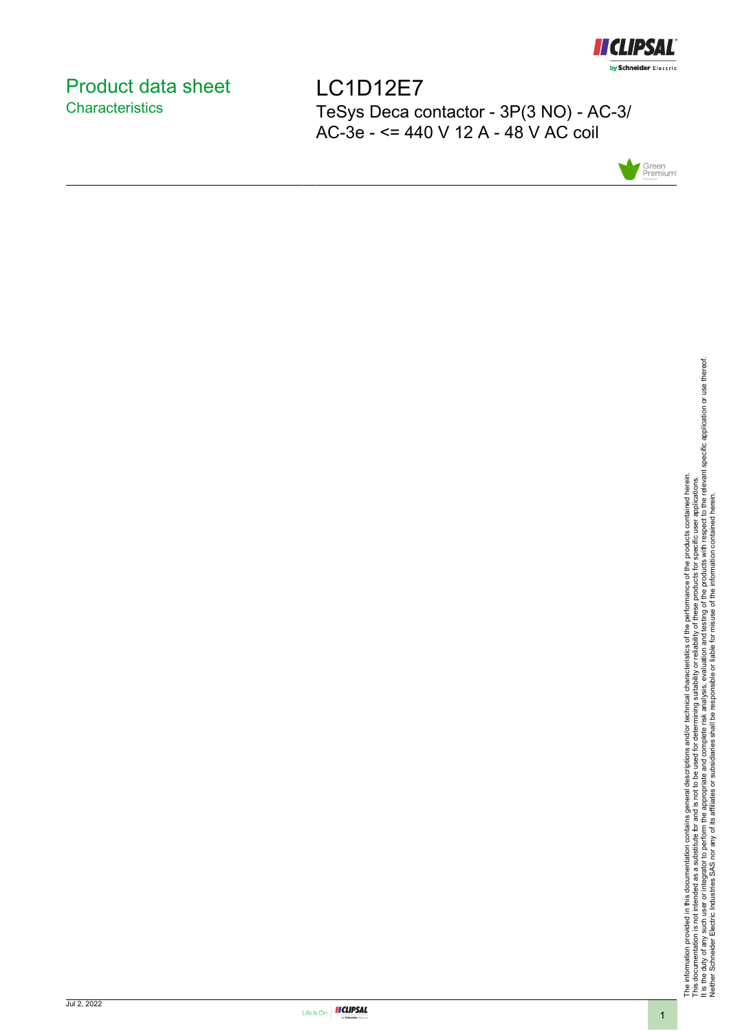# Product data sheet
## Characteristics

# LC1D12E7

TeSys Deca contactor - 3P(3 NO) - AC-3/ AC-3e - <= 440 V 12 A - 48 V AC coil

The information provided in this documentation contains general descriptions and/or technical characteristics of the performance of the products contained herein.
This documentation is not intended as a substitute for and is not to be used for determining suitability or reliability of these products for specific user applications.
It is the duty of any such user or integrator to perform the appropriate and complete risk analysis, evaluation and testing of the products with respect to the relevant specific application or use thereof.
Neither Schneider Electric Industries SAS nor any of its affiliates or subsidiaries shall be responsible or liable for misuse of the information contained herein.

Jul 2, 2022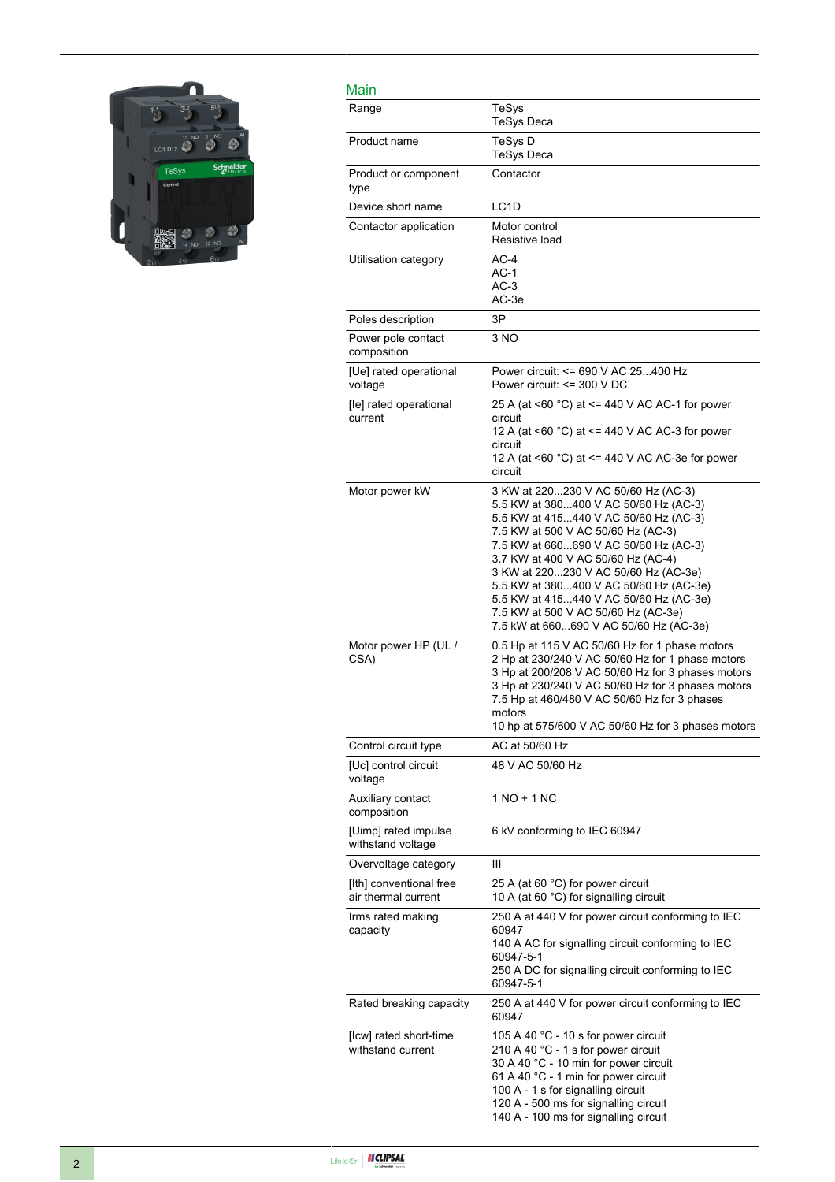## Main

| | |
|---|---|
| Range | TeSys<br>TeSys Deca |
| Product name | TeSys D<br>TeSys Deca |
| Product or component type | Contactor |
| Device short name | LC1D |
| Contactor application | Motor control<br>Resistive load |
| Utilisation category | AC-4<br>AC-1<br>AC-3<br>AC-3e |
| Poles description | 3P |
| Power pole contact composition | 3 NO |
| [Ue] rated operational voltage | Power circuit: <= 690 V AC 25...400 Hz<br>Power circuit: <= 300 V DC |
| [Ie] rated operational current | 25 A (at <60 °C) at <= 440 V AC AC-1 for power circuit<br>12 A (at <60 °C) at <= 440 V AC AC-3 for power circuit<br>12 A (at <60 °C) at <= 440 V AC AC-3e for power circuit |
| Motor power kW | 3 KW at 220...230 V AC 50/60 Hz (AC-3)<br>5.5 KW at 380...400 V AC 50/60 Hz (AC-3)<br>5.5 KW at 415...440 V AC 50/60 Hz (AC-3)<br>7.5 KW at 500 V AC 50/60 Hz (AC-3)<br>7.5 KW at 660...690 V AC 50/60 Hz (AC-3)<br>3.7 KW at 400 V AC 50/60 Hz (AC-4)<br>3 KW at 220...230 V AC 50/60 Hz (AC-3e)<br>5.5 KW at 380...400 V AC 50/60 Hz (AC-3e)<br>5.5 KW at 415...440 V AC 50/60 Hz (AC-3e)<br>7.5 KW at 500 V AC 50/60 Hz (AC-3e)<br>7.5 kW at 660...690 V AC 50/60 Hz (AC-3e) |
| Motor power HP (UL / CSA) | 0.5 Hp at 115 V AC 50/60 Hz for 1 phase motors<br>2 Hp at 230/240 V AC 50/60 Hz for 1 phase motors<br>3 Hp at 200/208 V AC 50/60 Hz for 3 phases motors<br>3 Hp at 230/240 V AC 50/60 Hz for 3 phases motors<br>7.5 Hp at 460/480 V AC 50/60 Hz for 3 phases motors<br>10 hp at 575/600 V AC 50/60 Hz for 3 phases motors |
| Control circuit type | AC at 50/60 Hz |
| [Uc] control circuit voltage | 48 V AC 50/60 Hz |
| Auxiliary contact composition | 1 NO + 1 NC |
| [Uimp] rated impulse withstand voltage | 6 kV conforming to IEC 60947 |
| Overvoltage category | III |
| [Ith] conventional free air thermal current | 25 A (at 60 °C) for power circuit<br>10 A (at 60 °C) for signalling circuit |
| Irms rated making capacity | 250 A at 440 V for power circuit conforming to IEC 60947<br>140 A AC for signalling circuit conforming to IEC 60947-5-1<br>250 A DC for signalling circuit conforming to IEC 60947-5-1 |
| Rated breaking capacity | 250 A at 440 V for power circuit conforming to IEC 60947 |
| [Icw] rated short-time withstand current | 105 A 40 °C - 10 s for power circuit<br>210 A 40 °C - 1 s for power circuit<br>30 A 40 °C - 10 min for power circuit<br>61 A 40 °C - 1 min for power circuit<br>100 A - 1 s for signalling circuit<br>120 A - 500 ms for signalling circuit<br>140 A - 100 ms for signalling circuit |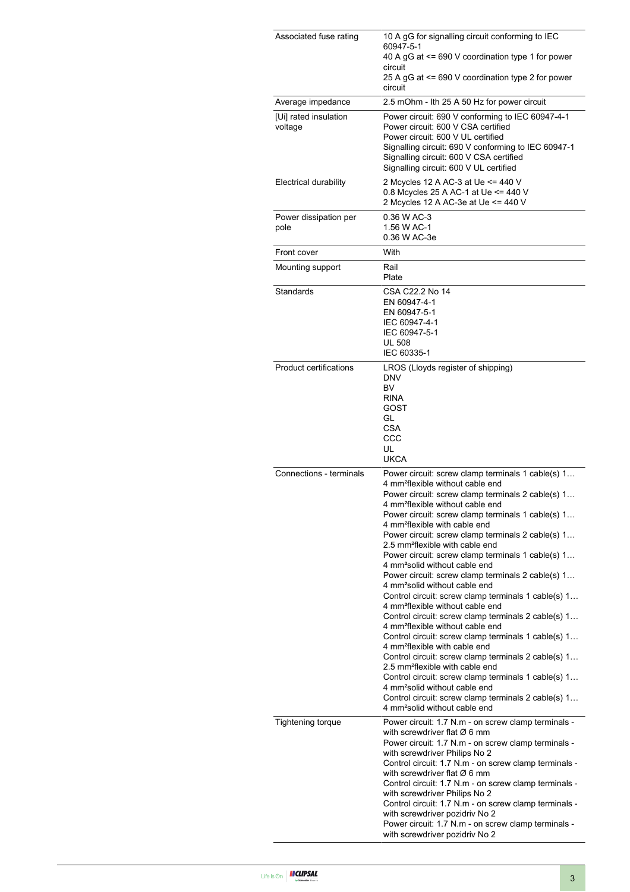| | |
|---|---|
| Associated fuse rating | 10 A gG for signalling circuit conforming to IEC 60947-5-1<br>40 A gG at <= 690 V coordination type 1 for power circuit<br>25 A gG at <= 690 V coordination type 2 for power circuit |
| Average impedance | 2.5 mOhm - Ith 25 A 50 Hz for power circuit |
| [Ui] rated insulation voltage | Power circuit: 690 V conforming to IEC 60947-4-1<br>Power circuit: 600 V CSA certified<br>Power circuit: 600 V UL certified<br>Signalling circuit: 690 V conforming to IEC 60947-1<br>Signalling circuit: 600 V CSA certified<br>Signalling circuit: 600 V UL certified |
| Electrical durability | 2 Mcycles 12 A AC-3 at Ue <= 440 V<br>0.8 Mcycles 25 A AC-1 at Ue <= 440 V<br>2 Mcycles 12 A AC-3e at Ue <= 440 V |
| Power dissipation per pole | 0.36 W AC-3<br>1.56 W AC-1<br>0.36 W AC-3e |
| Front cover | With |
| Mounting support | Rail<br>Plate |
| Standards | CSA C22.2 No 14<br>EN 60947-4-1<br>EN 60947-5-1<br>IEC 60947-4-1<br>IEC 60947-5-1<br>UL 508<br>IEC 60335-1 |
| Product certifications | LROS (Lloyds register of shipping)<br>DNV<br>BV<br>RINA<br>GOST<br>GL<br>CSA<br>CCC<br>UL<br>UKCA |
| Connections - terminals | Power circuit: screw clamp terminals 1 cable(s) 1…4 mm²flexible without cable end<br>Power circuit: screw clamp terminals 2 cable(s) 1…4 mm²flexible without cable end<br>Power circuit: screw clamp terminals 1 cable(s) 1…4 mm²flexible with cable end<br>Power circuit: screw clamp terminals 2 cable(s) 1…2.5 mm²flexible with cable end<br>Power circuit: screw clamp terminals 1 cable(s) 1…4 mm²solid without cable end<br>Power circuit: screw clamp terminals 2 cable(s) 1…4 mm²solid without cable end<br>Control circuit: screw clamp terminals 1 cable(s) 1…4 mm²flexible without cable end<br>Control circuit: screw clamp terminals 2 cable(s) 1…4 mm²flexible without cable end<br>Control circuit: screw clamp terminals 1 cable(s) 1…4 mm²flexible with cable end<br>Control circuit: screw clamp terminals 2 cable(s) 1…2.5 mm²flexible with cable end<br>Control circuit: screw clamp terminals 1 cable(s) 1…4 mm²solid without cable end<br>Control circuit: screw clamp terminals 2 cable(s) 1…4 mm²solid without cable end |
| Tightening torque | Power circuit: 1.7 N.m - on screw clamp terminals - with screwdriver flat Ø 6 mm<br>Power circuit: 1.7 N.m - on screw clamp terminals - with screwdriver Philips No 2<br>Control circuit: 1.7 N.m - on screw clamp terminals - with screwdriver flat Ø 6 mm<br>Control circuit: 1.7 N.m - on screw clamp terminals - with screwdriver Philips No 2<br>Control circuit: 1.7 N.m - on screw clamp terminals - with screwdriver pozidriv No 2<br>Power circuit: 1.7 N.m - on screw clamp terminals - with screwdriver pozidriv No 2 |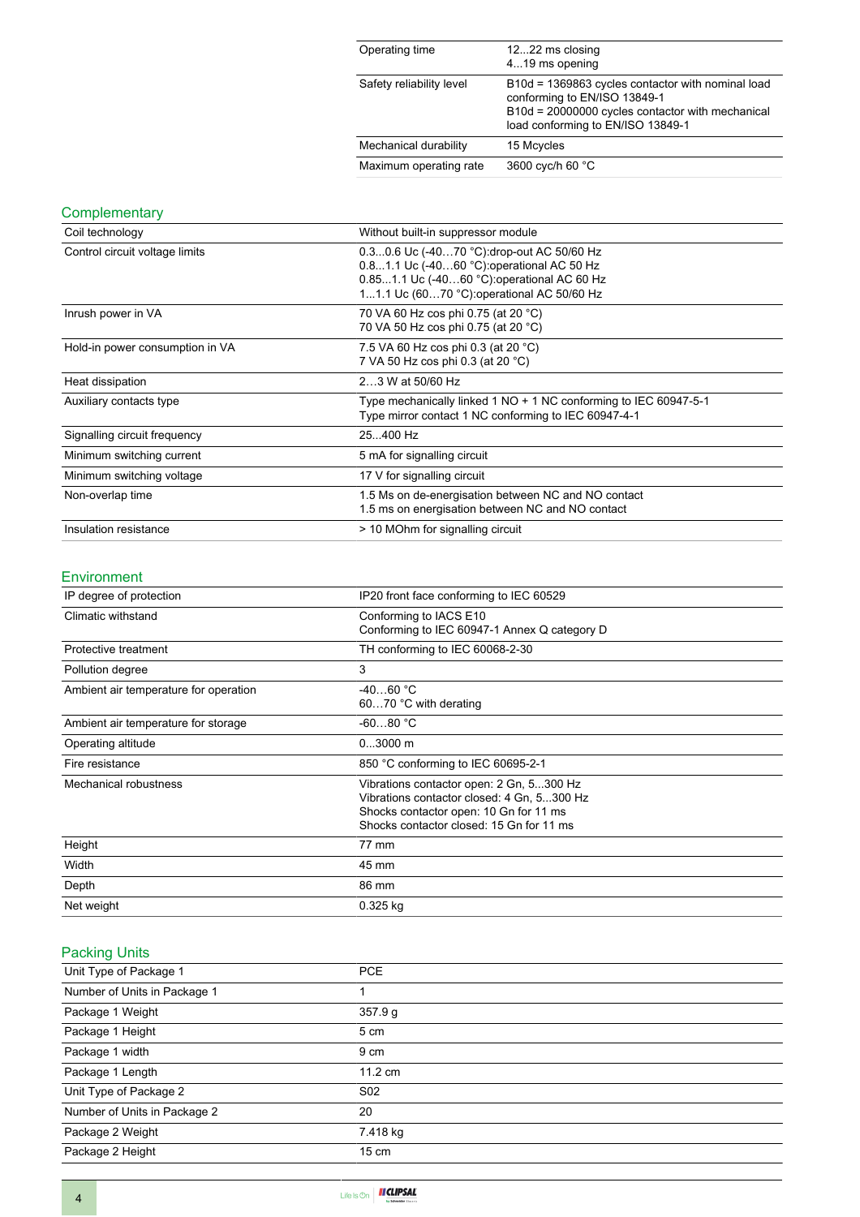| | |
|---|---|
| Operating time | 12...22 ms closing<br>4...19 ms opening |
| Safety reliability level | B10d = 1369863 cycles contactor with nominal load conforming to EN/ISO 13849-1<br>B10d = 20000000 cycles contactor with mechanical load conforming to EN/ISO 13849-1 |
| Mechanical durability | 15 Mcycles |
| Maximum operating rate | 3600 cyc/h 60 °C |

## Complementary

| | |
|---|---|
| Coil technology | Without built-in suppressor module |
| Control circuit voltage limits | 0.3...0.6 Uc (-40…70 °C):drop-out AC 50/60 Hz<br>0.8...1.1 Uc (-40…60 °C):operational AC 50 Hz<br>0.85...1.1 Uc (-40…60 °C):operational AC 60 Hz<br>1...1.1 Uc (60…70 °C):operational AC 50/60 Hz |
| Inrush power in VA | 70 VA 60 Hz cos phi 0.75 (at 20 °C)<br>70 VA 50 Hz cos phi 0.75 (at 20 °C) |
| Hold-in power consumption in VA | 7.5 VA 60 Hz cos phi 0.3 (at 20 °C)<br>7 VA 50 Hz cos phi 0.3 (at 20 °C) |
| Heat dissipation | 2…3 W at 50/60 Hz |
| Auxiliary contacts type | Type mechanically linked 1 NO + 1 NC conforming to IEC 60947-5-1<br>Type mirror contact 1 NC conforming to IEC 60947-4-1 |
| Signalling circuit frequency | 25...400 Hz |
| Minimum switching current | 5 mA for signalling circuit |
| Minimum switching voltage | 17 V for signalling circuit |
| Non-overlap time | 1.5 Ms on de-energisation between NC and NO contact<br>1.5 ms on energisation between NC and NO contact |
| Insulation resistance | > 10 MOhm for signalling circuit |

## Environment

| | |
|---|---|
| IP degree of protection | IP20 front face conforming to IEC 60529 |
| Climatic withstand | Conforming to IACS E10<br>Conforming to IEC 60947-1 Annex Q category D |
| Protective treatment | TH conforming to IEC 60068-2-30 |
| Pollution degree | 3 |
| Ambient air temperature for operation | -40…60 °C<br>60…70 °C with derating |
| Ambient air temperature for storage | -60…80 °C |
| Operating altitude | 0...3000 m |
| Fire resistance | 850 °C conforming to IEC 60695-2-1 |
| Mechanical robustness | Vibrations contactor open: 2 Gn, 5...300 Hz<br>Vibrations contactor closed: 4 Gn, 5...300 Hz<br>Shocks contactor open: 10 Gn for 11 ms<br>Shocks contactor closed: 15 Gn for 11 ms |
| Height | 77 mm |
| Width | 45 mm |
| Depth | 86 mm |
| Net weight | 0.325 kg |

## Packing Units

| | |
|---|---|
| Unit Type of Package 1 | PCE |
| Number of Units in Package 1 | 1 |
| Package 1 Weight | 357.9 g |
| Package 1 Height | 5 cm |
| Package 1 width | 9 cm |
| Package 1 Length | 11.2 cm |
| Unit Type of Package 2 | S02 |
| Number of Units in Package 2 | 20 |
| Package 2 Weight | 7.418 kg |
| Package 2 Height | 15 cm |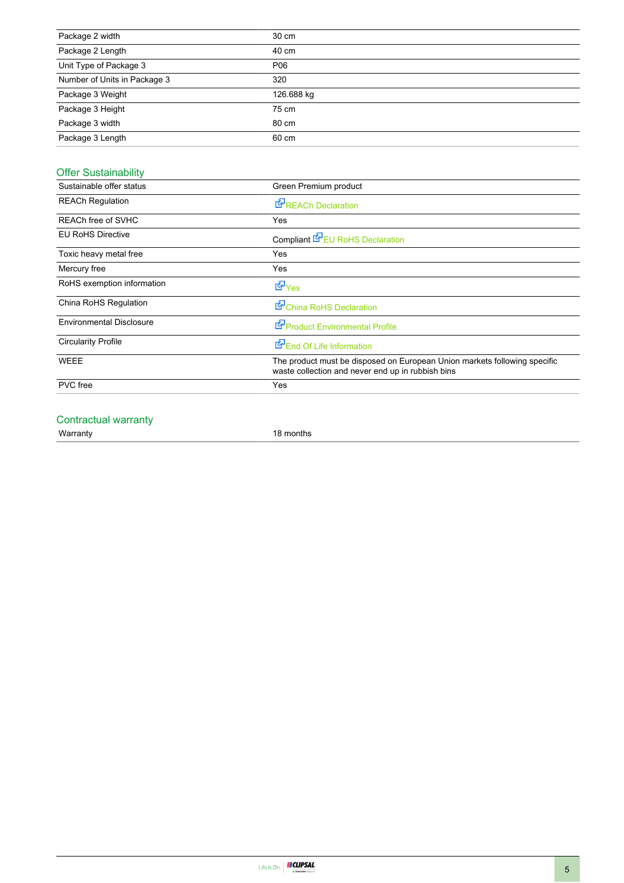| | |
|---|---|
| Package 2 width | 30 cm |
| Package 2 Length | 40 cm |
| Unit Type of Package 3 | P06 |
| Number of Units in Package 3 | 320 |
| Package 3 Weight | 126.688 kg |
| Package 3 Height | 75 cm |
| Package 3 width | 80 cm |
| Package 3 Length | 60 cm |

## Offer Sustainability

| | |
|---|---|
| Sustainable offer status | Green Premium product |
| REACh Regulation | REACh Declaration |
| REACh free of SVHC | Yes |
| EU RoHS Directive | Compliant EU RoHS Declaration |
| Toxic heavy metal free | Yes |
| Mercury free | Yes |
| RoHS exemption information | Yes |
| China RoHS Regulation | China RoHS Declaration |
| Environmental Disclosure | Product Environmental Profile |
| Circularity Profile | End Of Life Information |
| WEEE | The product must be disposed on European Union markets following specific waste collection and never end up in rubbish bins |
| PVC free | Yes |

## Contractual warranty

| | |
|---|---|
| Warranty | 18 months |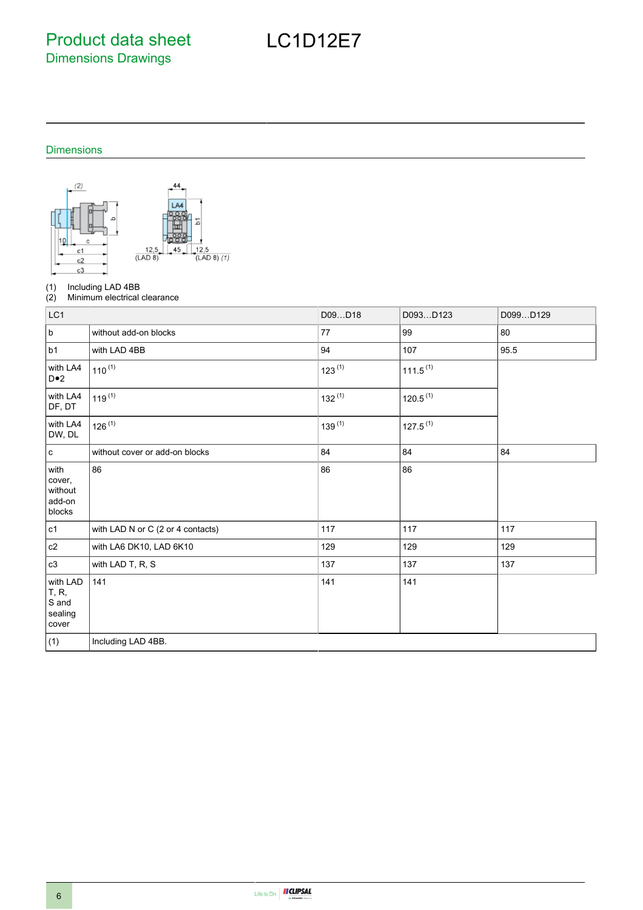# Product data sheet

## Dimensions Drawings

# LC1D12E7

### Dimensions

(1) Including LAD 4BB
(2) Minimum electrical clearance

| LC1 | | D09…D18 | D093…D123 | D099…D129 |
|---|---|---|---|---|
| b | without add-on blocks | 77 | 99 | 80 |
| b1 | with LAD 4BB | 94 | 107 | 95.5 |
| with LA4 D•2 | 110 (1) | 123 (1) | 111.5 (1) | |
| with LA4 DF, DT | 119 (1) | 132 (1) | 120.5 (1) | |
| with LA4 DW, DL | 126 (1) | 139 (1) | 127.5 (1) | |
| c | without cover or add-on blocks | 84 | 84 | 84 |
| with cover, without add-on blocks | 86 | 86 | 86 | |
| c1 | with LAD N or C (2 or 4 contacts) | 117 | 117 | 117 |
| c2 | with LA6 DK10, LAD 6K10 | 129 | 129 | 129 |
| c3 | with LAD T, R, S | 137 | 137 | 137 |
| with LAD T, R, S and sealing cover | 141 | 141 | 141 | |
| (1) | Including LAD 4BB. | | | |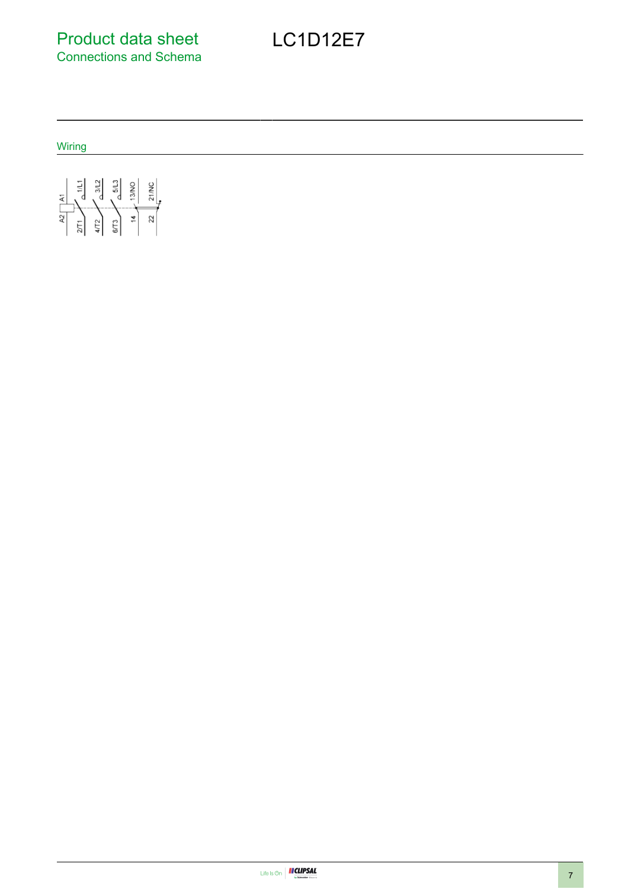## Connections and Schema

### Wiring

A1
A2
1/L1
2/T1
3/L2
4/T2
5/L3
6/T3
13/NO
14
21/NC
22